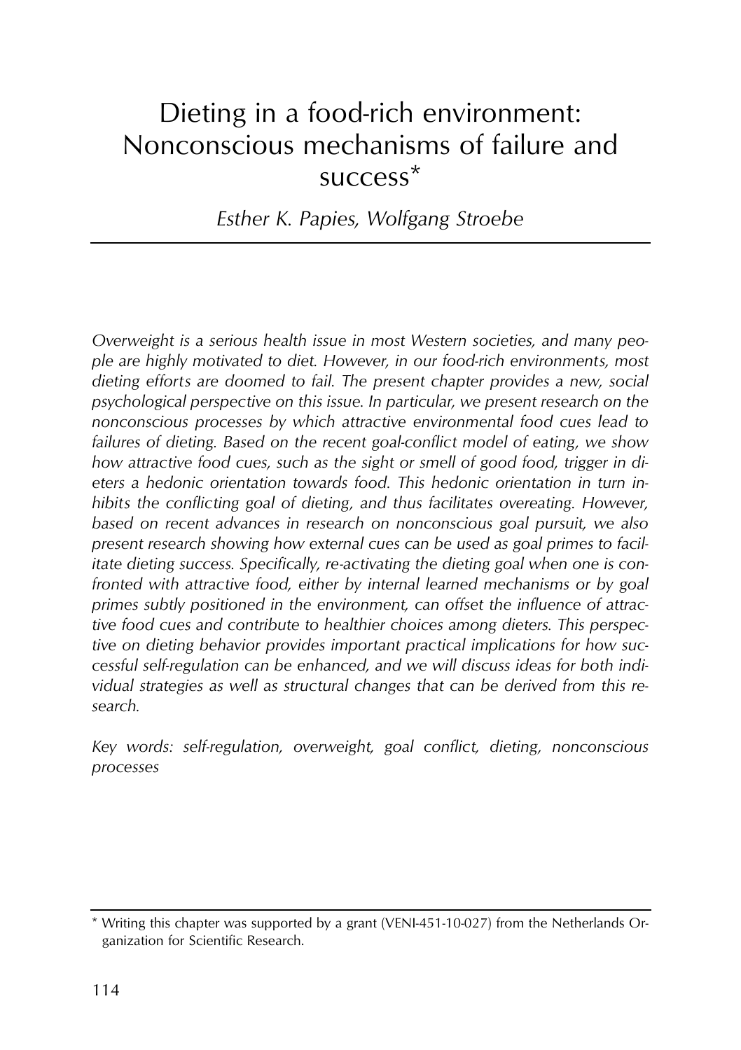# Dieting in a food-rich environment: Nonconscious mechanisms of failure and success*

*Esther K. Papies, Wolfgang Stroebe*

*Overweight is a serious health issue in most Western societies, and many people are highly motivated to diet. However, in our food-rich environments, most dieting efforts are doomed to fail. The present chapter provides a new, social psychological perspective on this issue. In particular, we present research on the nonconscious processes by which attractive environmental food cues lead to failures of dieting. Based on the recent goal-conflict model of eating, we show how attractive food cues, such as the sight or smell of good food, trigger in dieters a hedonic orientation towards food. This hedonic orientation in turn inhibits the conflicting goal of dieting, and thus facilitates overeating. However, based on recent advances in research on nonconscious goal pursuit, we also present research showing how external cues can be used as goal primes to facilitate dieting success. Specifically, re-activating the dieting goal when one is confronted with attractive food, either by internal learned mechanisms or by goal primes subtly positioned in the environment, can offset the influence of attractive food cues and contribute to healthier choices among dieters. This perspective on dieting behavior provides important practical implications for how successful self-regulation can be enhanced, and we will discuss ideas for both individual strategies as well as structural changes that can be derived from this research.*

*Key words: self-regulation, overweight, goal conflict, dieting, nonconscious processes*

---

\* Writing this chapter was supported by a grant (VENI-451-10-027) from the Netherlands Organization for Scientific Research.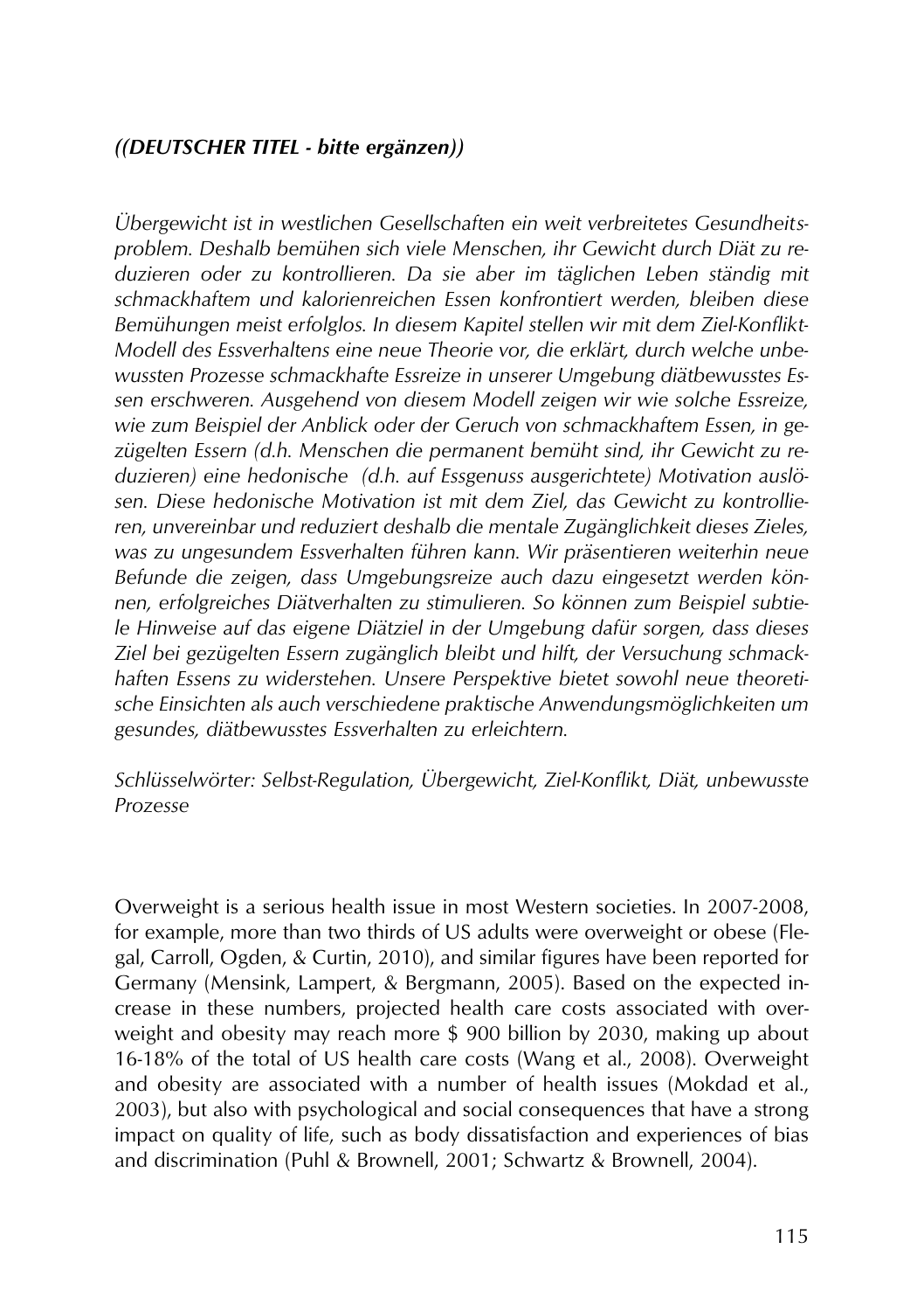### *((DEUTSCHER TITEL - bitte ergänzen))*

*Übergewicht ist in westlichen Gesellschaften ein weit verbreitetes Gesundheitsproblem. Deshalb bemühen sich viele Menschen, ihr Gewicht durch Diät zu reduzieren oder zu kontrollieren. Da sie aber im täglichen Leben ständig mit schmackhaftem und kalorienreichen Essen konfrontiert werden, bleiben diese Bemühungen meist erfolglos. In diesem Kapitel stellen wir mit dem Ziel-Konflikt-Modell des Essverhaltens eine neue Theorie vor, die erklärt, durch welche unbewussten Prozesse schmackhafte Essreize in unserer Umgebung diätbewusstes Essen erschweren. Ausgehend von diesem Modell zeigen wir wie solche Essreize, wie zum Beispiel der Anblick oder der Geruch von schmackhaftem Essen, in gezügelten Essern (d.h. Menschen die permanent bemüht sind, ihr Gewicht zu reduzieren) eine hedonische (d.h. auf Essgenuss ausgerichtete) Motivation auslösen. Diese hedonische Motivation ist mit dem Ziel, das Gewicht zu kontrollieren, unvereinbar und reduziert deshalb die mentale Zugänglichkeit dieses Zieles, was zu ungesundem Essverhalten führen kann. Wir präsentieren weiterhin neue Befunde die zeigen, dass Umgebungsreize auch dazu eingesetzt werden können, erfolgreiches Diätverhalten zu stimulieren. So können zum Beispiel subtiele Hinweise auf das eigene Diätziel in der Umgebung dafür sorgen, dass dieses Ziel bei gezügelten Essern zugänglich bleibt und hilft, der Versuchung schmackhaften Essens zu widerstehen. Unsere Perspektive bietet sowohl neue theoretische Einsichten als auch verschiedene praktische Anwendungsmöglichkeiten um gesundes, diätbewusstes Essverhalten zu erleichtern.*

*Schlüsselwörter: Selbst-Regulation, Übergewicht, Ziel-Konflikt, Diät, unbewusste Prozesse*

Overweight is a serious health issue in most Western societies. In 2007-2008, for example, more than two thirds of US adults were overweight or obese (Flegal, Carroll, Ogden, & Curtin, 2010), and similar figures have been reported for Germany (Mensink, Lampert, & Bergmann, 2005). Based on the expected increase in these numbers, projected health care costs associated with overweight and obesity may reach more $ 900 billion by 2030, making up about 16-18% of the total of US health care costs (Wang et al., 2008). Overweight and obesity are associated with a number of health issues (Mokdad et al., 2003), but also with psychological and social consequences that have a strong impact on quality of life, such as body dissatisfaction and experiences of bias and discrimination (Puhl & Brownell, 2001; Schwartz & Brownell, 2004).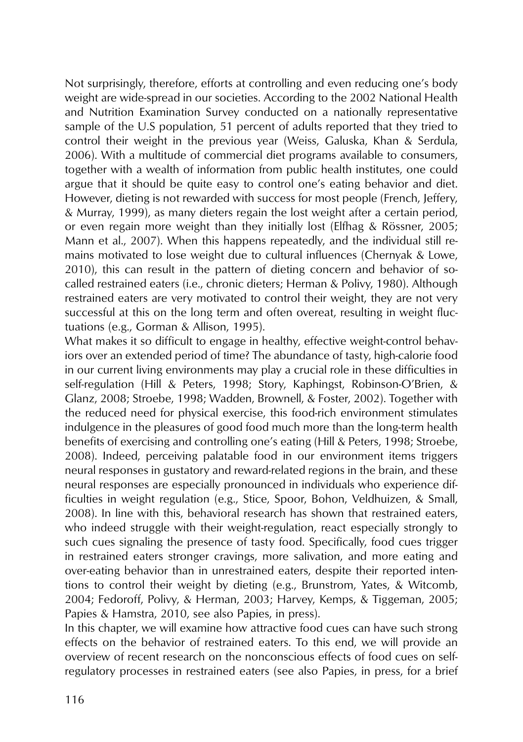Not surprisingly, therefore, efforts at controlling and even reducing one's body weight are wide-spread in our societies. According to the 2002 National Health and Nutrition Examination Survey conducted on a nationally representative sample of the U.S population, 51 percent of adults reported that they tried to control their weight in the previous year (Weiss, Galuska, Khan & Serdula, 2006). With a multitude of commercial diet programs available to consumers, together with a wealth of information from public health institutes, one could argue that it should be quite easy to control one's eating behavior and diet. However, dieting is not rewarded with success for most people (French, Jeffery, & Murray, 1999), as many dieters regain the lost weight after a certain period, or even regain more weight than they initially lost (Elfhag & Rössner, 2005; Mann et al., 2007). When this happens repeatedly, and the individual still remains motivated to lose weight due to cultural influences (Chernyak & Lowe, 2010), this can result in the pattern of dieting concern and behavior of so-called restrained eaters (i.e., chronic dieters; Herman & Polivy, 1980). Although restrained eaters are very motivated to control their weight, they are not very successful at this on the long term and often overeat, resulting in weight fluctuations (e.g., Gorman & Allison, 1995).

What makes it so difficult to engage in healthy, effective weight-control behaviors over an extended period of time? The abundance of tasty, high-calorie food in our current living environments may play a crucial role in these difficulties in self-regulation (Hill & Peters, 1998; Story, Kaphingst, Robinson-O'Brien, & Glanz, 2008; Stroebe, 1998; Wadden, Brownell, & Foster, 2002). Together with the reduced need for physical exercise, this food-rich environment stimulates indulgence in the pleasures of good food much more than the long-term health benefits of exercising and controlling one's eating (Hill & Peters, 1998; Stroebe, 2008). Indeed, perceiving palatable food in our environment items triggers neural responses in gustatory and reward-related regions in the brain, and these neural responses are especially pronounced in individuals who experience difficulties in weight regulation (e.g., Stice, Spoor, Bohon, Veldhuizen, & Small, 2008). In line with this, behavioral research has shown that restrained eaters, who indeed struggle with their weight-regulation, react especially strongly to such cues signaling the presence of tasty food. Specifically, food cues trigger in restrained eaters stronger cravings, more salivation, and more eating and over-eating behavior than in unrestrained eaters, despite their reported intentions to control their weight by dieting (e.g., Brunstrom, Yates, & Witcomb, 2004; Fedoroff, Polivy, & Herman, 2003; Harvey, Kemps, & Tiggeman, 2005; Papies & Hamstra, 2010, see also Papies, in press).

In this chapter, we will examine how attractive food cues can have such strong effects on the behavior of restrained eaters. To this end, we will provide an overview of recent research on the nonconscious effects of food cues on self-regulatory processes in restrained eaters (see also Papies, in press, for a brief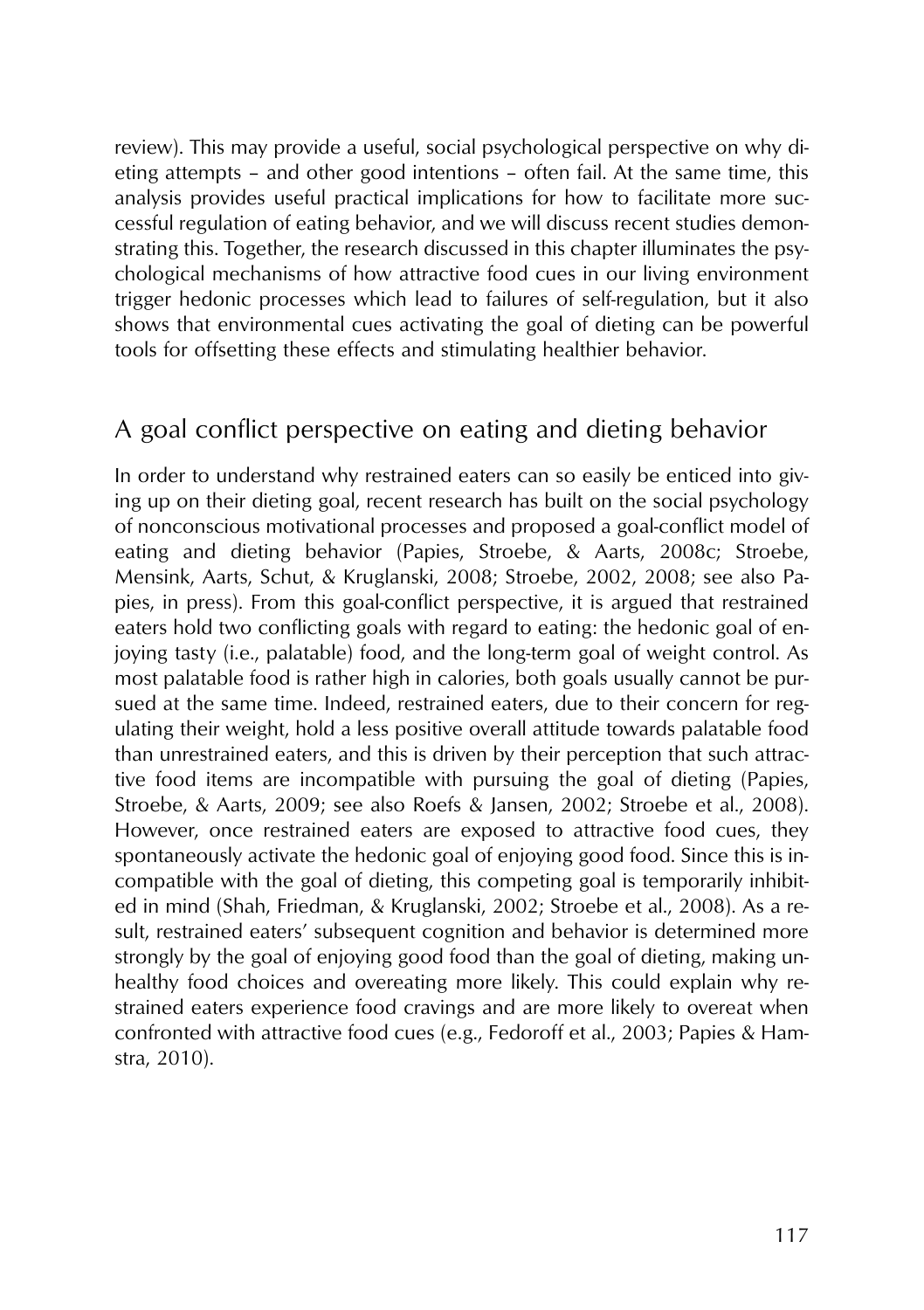review). This may provide a useful, social psychological perspective on why dieting attempts – and other good intentions – often fail. At the same time, this analysis provides useful practical implications for how to facilitate more successful regulation of eating behavior, and we will discuss recent studies demonstrating this. Together, the research discussed in this chapter illuminates the psychological mechanisms of how attractive food cues in our living environment trigger hedonic processes which lead to failures of self-regulation, but it also shows that environmental cues activating the goal of dieting can be powerful tools for offsetting these effects and stimulating healthier behavior.

## A goal conflict perspective on eating and dieting behavior

In order to understand why restrained eaters can so easily be enticed into giving up on their dieting goal, recent research has built on the social psychology of nonconscious motivational processes and proposed a goal-conflict model of eating and dieting behavior (Papies, Stroebe, & Aarts, 2008c; Stroebe, Mensink, Aarts, Schut, & Kruglanski, 2008; Stroebe, 2002, 2008; see also Papies, in press). From this goal-conflict perspective, it is argued that restrained eaters hold two conflicting goals with regard to eating: the hedonic goal of enjoying tasty (i.e., palatable) food, and the long-term goal of weight control. As most palatable food is rather high in calories, both goals usually cannot be pursued at the same time. Indeed, restrained eaters, due to their concern for regulating their weight, hold a less positive overall attitude towards palatable food than unrestrained eaters, and this is driven by their perception that such attractive food items are incompatible with pursuing the goal of dieting (Papies, Stroebe, & Aarts, 2009; see also Roefs & Jansen, 2002; Stroebe et al., 2008). However, once restrained eaters are exposed to attractive food cues, they spontaneously activate the hedonic goal of enjoying good food. Since this is incompatible with the goal of dieting, this competing goal is temporarily inhibited in mind (Shah, Friedman, & Kruglanski, 2002; Stroebe et al., 2008). As a result, restrained eaters' subsequent cognition and behavior is determined more strongly by the goal of enjoying good food than the goal of dieting, making unhealthy food choices and overeating more likely. This could explain why restrained eaters experience food cravings and are more likely to overeat when confronted with attractive food cues (e.g., Fedoroff et al., 2003; Papies & Hamstra, 2010).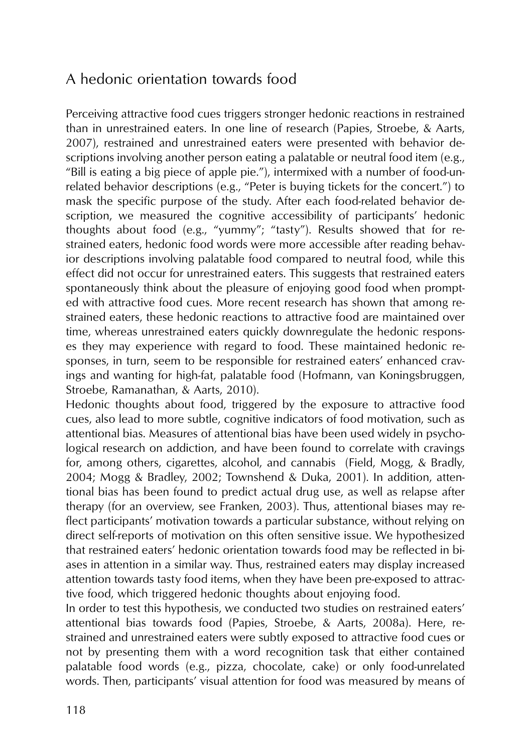## A hedonic orientation towards food

Perceiving attractive food cues triggers stronger hedonic reactions in restrained than in unrestrained eaters. In one line of research (Papies, Stroebe, & Aarts, 2007), restrained and unrestrained eaters were presented with behavior descriptions involving another person eating a palatable or neutral food item (e.g., "Bill is eating a big piece of apple pie."), intermixed with a number of food-unrelated behavior descriptions (e.g., "Peter is buying tickets for the concert.") to mask the specific purpose of the study. After each food-related behavior description, we measured the cognitive accessibility of participants' hedonic thoughts about food (e.g., "yummy"; "tasty"). Results showed that for restrained eaters, hedonic food words were more accessible after reading behavior descriptions involving palatable food compared to neutral food, while this effect did not occur for unrestrained eaters. This suggests that restrained eaters spontaneously think about the pleasure of enjoying good food when prompted with attractive food cues. More recent research has shown that among restrained eaters, these hedonic reactions to attractive food are maintained over time, whereas unrestrained eaters quickly downregulate the hedonic responses they may experience with regard to food. These maintained hedonic responses, in turn, seem to be responsible for restrained eaters' enhanced cravings and wanting for high-fat, palatable food (Hofmann, van Koningsbruggen, Stroebe, Ramanathan, & Aarts, 2010).

Hedonic thoughts about food, triggered by the exposure to attractive food cues, also lead to more subtle, cognitive indicators of food motivation, such as attentional bias. Measures of attentional bias have been used widely in psychological research on addiction, and have been found to correlate with cravings for, among others, cigarettes, alcohol, and cannabis (Field, Mogg, & Bradly, 2004; Mogg & Bradley, 2002; Townshend & Duka, 2001). In addition, attentional bias has been found to predict actual drug use, as well as relapse after therapy (for an overview, see Franken, 2003). Thus, attentional biases may reflect participants' motivation towards a particular substance, without relying on direct self-reports of motivation on this often sensitive issue. We hypothesized that restrained eaters' hedonic orientation towards food may be reflected in biases in attention in a similar way. Thus, restrained eaters may display increased attention towards tasty food items, when they have been pre-exposed to attractive food, which triggered hedonic thoughts about enjoying food.

In order to test this hypothesis, we conducted two studies on restrained eaters' attentional bias towards food (Papies, Stroebe, & Aarts, 2008a). Here, restrained and unrestrained eaters were subtly exposed to attractive food cues or not by presenting them with a word recognition task that either contained palatable food words (e.g., pizza, chocolate, cake) or only food-unrelated words. Then, participants' visual attention for food was measured by means of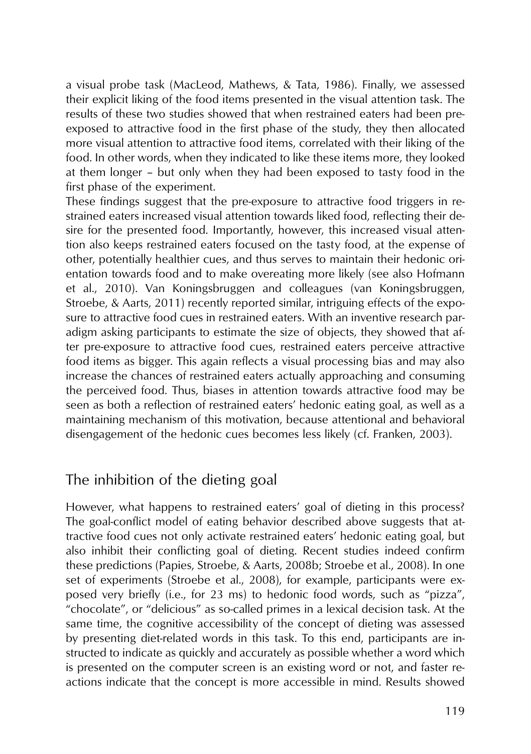a visual probe task (MacLeod, Mathews, & Tata, 1986). Finally, we assessed their explicit liking of the food items presented in the visual attention task. The results of these two studies showed that when restrained eaters had been pre-exposed to attractive food in the first phase of the study, they then allocated more visual attention to attractive food items, correlated with their liking of the food. In other words, when they indicated to like these items more, they looked at them longer – but only when they had been exposed to tasty food in the first phase of the experiment.

These findings suggest that the pre-exposure to attractive food triggers in restrained eaters increased visual attention towards liked food, reflecting their desire for the presented food. Importantly, however, this increased visual attention also keeps restrained eaters focused on the tasty food, at the expense of other, potentially healthier cues, and thus serves to maintain their hedonic orientation towards food and to make overeating more likely (see also Hofmann et al., 2010). Van Koningsbruggen and colleagues (van Koningsbruggen, Stroebe, & Aarts, 2011) recently reported similar, intriguing effects of the exposure to attractive food cues in restrained eaters. With an inventive research paradigm asking participants to estimate the size of objects, they showed that after pre-exposure to attractive food cues, restrained eaters perceive attractive food items as bigger. This again reflects a visual processing bias and may also increase the chances of restrained eaters actually approaching and consuming the perceived food. Thus, biases in attention towards attractive food may be seen as both a reflection of restrained eaters' hedonic eating goal, as well as a maintaining mechanism of this motivation, because attentional and behavioral disengagement of the hedonic cues becomes less likely (cf. Franken, 2003).

## The inhibition of the dieting goal

However, what happens to restrained eaters' goal of dieting in this process? The goal-conflict model of eating behavior described above suggests that attractive food cues not only activate restrained eaters' hedonic eating goal, but also inhibit their conflicting goal of dieting. Recent studies indeed confirm these predictions (Papies, Stroebe, & Aarts, 2008b; Stroebe et al., 2008). In one set of experiments (Stroebe et al., 2008), for example, participants were exposed very briefly (i.e., for 23 ms) to hedonic food words, such as "pizza", "chocolate", or "delicious" as so-called primes in a lexical decision task. At the same time, the cognitive accessibility of the concept of dieting was assessed by presenting diet-related words in this task. To this end, participants are instructed to indicate as quickly and accurately as possible whether a word which is presented on the computer screen is an existing word or not, and faster reactions indicate that the concept is more accessible in mind. Results showed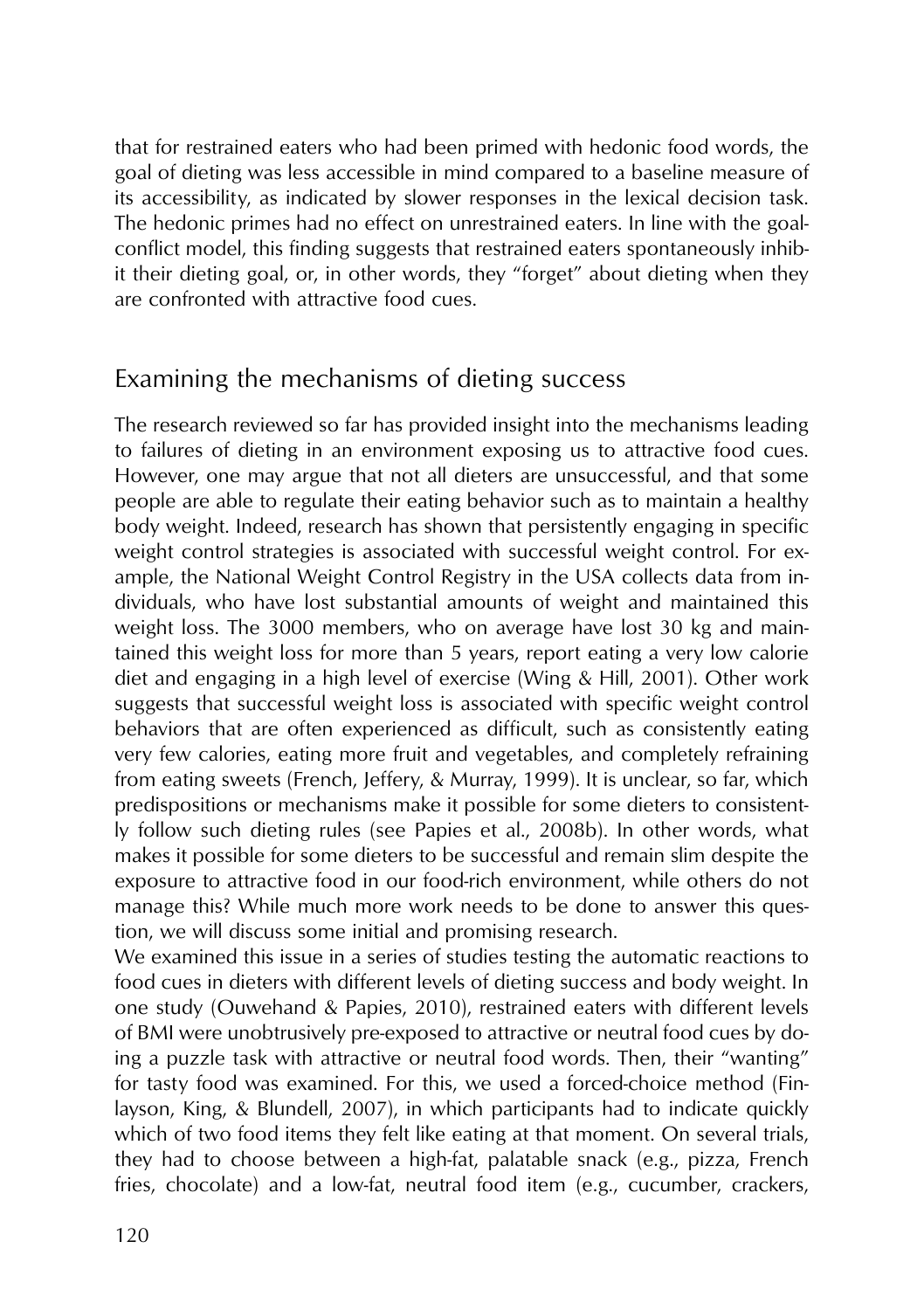that for restrained eaters who had been primed with hedonic food words, the goal of dieting was less accessible in mind compared to a baseline measure of its accessibility, as indicated by slower responses in the lexical decision task. The hedonic primes had no effect on unrestrained eaters. In line with the goal-conflict model, this finding suggests that restrained eaters spontaneously inhibit their dieting goal, or, in other words, they "forget" about dieting when they are confronted with attractive food cues.

## Examining the mechanisms of dieting success

The research reviewed so far has provided insight into the mechanisms leading to failures of dieting in an environment exposing us to attractive food cues. However, one may argue that not all dieters are unsuccessful, and that some people are able to regulate their eating behavior such as to maintain a healthy body weight. Indeed, research has shown that persistently engaging in specific weight control strategies is associated with successful weight control. For example, the National Weight Control Registry in the USA collects data from individuals, who have lost substantial amounts of weight and maintained this weight loss. The 3000 members, who on average have lost 30 kg and maintained this weight loss for more than 5 years, report eating a very low calorie diet and engaging in a high level of exercise (Wing & Hill, 2001). Other work suggests that successful weight loss is associated with specific weight control behaviors that are often experienced as difficult, such as consistently eating very few calories, eating more fruit and vegetables, and completely refraining from eating sweets (French, Jeffery, & Murray, 1999). It is unclear, so far, which predispositions or mechanisms make it possible for some dieters to consistently follow such dieting rules (see Papies et al., 2008b). In other words, what makes it possible for some dieters to be successful and remain slim despite the exposure to attractive food in our food-rich environment, while others do not manage this? While much more work needs to be done to answer this question, we will discuss some initial and promising research.

We examined this issue in a series of studies testing the automatic reactions to food cues in dieters with different levels of dieting success and body weight. In one study (Ouwehand & Papies, 2010), restrained eaters with different levels of BMI were unobtrusively pre-exposed to attractive or neutral food cues by doing a puzzle task with attractive or neutral food words. Then, their "wanting" for tasty food was examined. For this, we used a forced-choice method (Finlayson, King, & Blundell, 2007), in which participants had to indicate quickly which of two food items they felt like eating at that moment. On several trials, they had to choose between a high-fat, palatable snack (e.g., pizza, French fries, chocolate) and a low-fat, neutral food item (e.g., cucumber, crackers,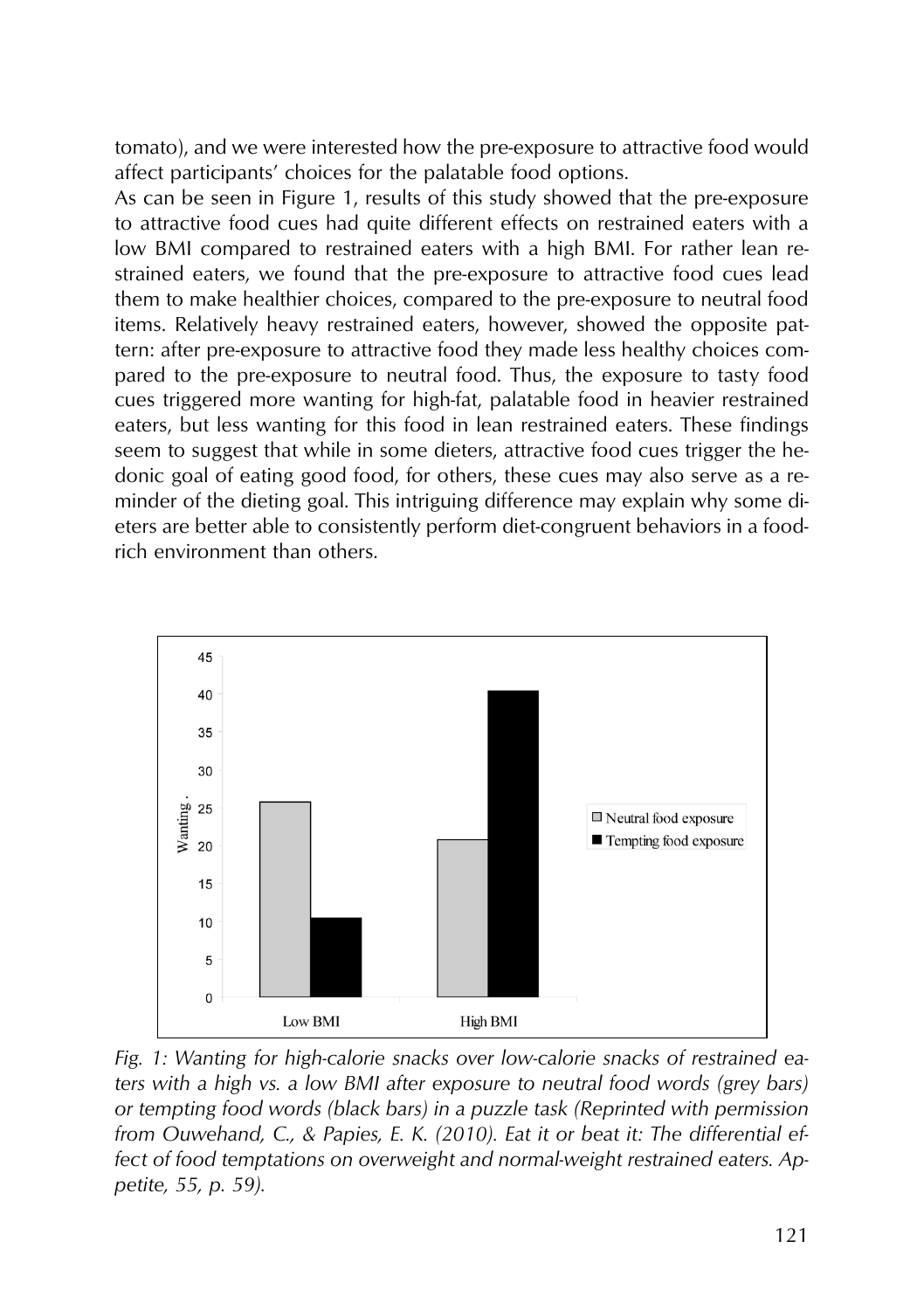tomato), and we were interested how the pre-exposure to attractive food would affect participants' choices for the palatable food options.

As can be seen in Figure 1, results of this study showed that the pre-exposure to attractive food cues had quite different effects on restrained eaters with a low BMI compared to restrained eaters with a high BMI. For rather lean restrained eaters, we found that the pre-exposure to attractive food cues lead them to make healthier choices, compared to the pre-exposure to neutral food items. Relatively heavy restrained eaters, however, showed the opposite pattern: after pre-exposure to attractive food they made less healthy choices compared to the pre-exposure to neutral food. Thus, the exposure to tasty food cues triggered more wanting for high-fat, palatable food in heavier restrained eaters, but less wanting for this food in lean restrained eaters. These findings seem to suggest that while in some dieters, attractive food cues trigger the hedonic goal of eating good food, for others, these cues may also serve as a reminder of the dieting goal. This intriguing difference may explain why some dieters are better able to consistently perform diet-congruent behaviors in a food-rich environment than others.

*Fig. 1: Wanting for high-calorie snacks over low-calorie snacks of restrained eaters with a high vs. a low BMI after exposure to neutral food words (grey bars) or tempting food words (black bars) in a puzzle task (Reprinted with permission from Ouwehand, C., & Papies, E. K. (2010). Eat it or beat it: The differential effect of food temptations on overweight and normal-weight restrained eaters. Appetite, 55, p. 59).*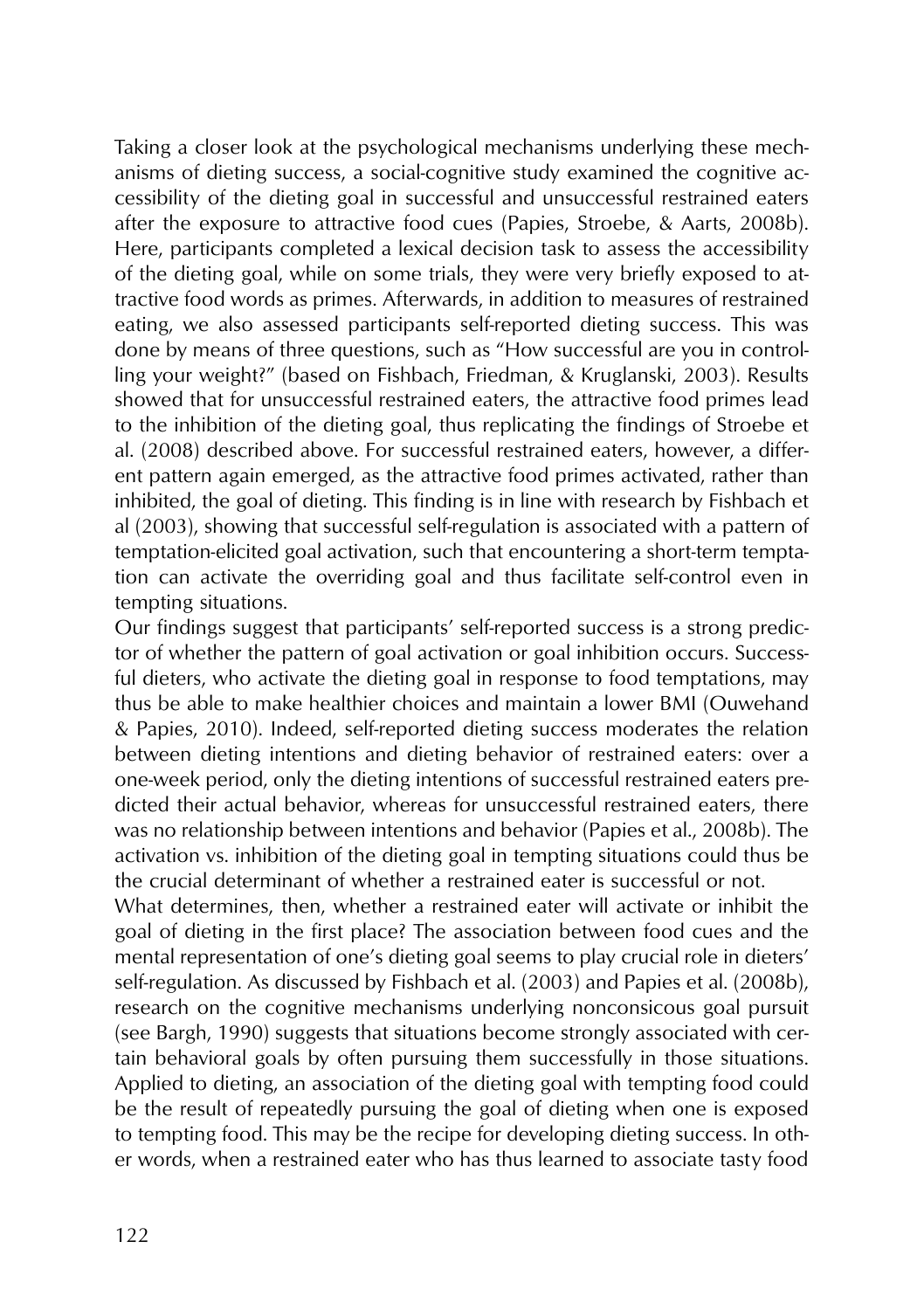Taking a closer look at the psychological mechanisms underlying these mechanisms of dieting success, a social-cognitive study examined the cognitive accessibility of the dieting goal in successful and unsuccessful restrained eaters after the exposure to attractive food cues (Papies, Stroebe, & Aarts, 2008b). Here, participants completed a lexical decision task to assess the accessibility of the dieting goal, while on some trials, they were very briefly exposed to attractive food words as primes. Afterwards, in addition to measures of restrained eating, we also assessed participants self-reported dieting success. This was done by means of three questions, such as "How successful are you in controlling your weight?" (based on Fishbach, Friedman, & Kruglanski, 2003). Results showed that for unsuccessful restrained eaters, the attractive food primes lead to the inhibition of the dieting goal, thus replicating the findings of Stroebe et al. (2008) described above. For successful restrained eaters, however, a different pattern again emerged, as the attractive food primes activated, rather than inhibited, the goal of dieting. This finding is in line with research by Fishbach et al (2003), showing that successful self-regulation is associated with a pattern of temptation-elicited goal activation, such that encountering a short-term temptation can activate the overriding goal and thus facilitate self-control even in tempting situations.

Our findings suggest that participants' self-reported success is a strong predictor of whether the pattern of goal activation or goal inhibition occurs. Successful dieters, who activate the dieting goal in response to food temptations, may thus be able to make healthier choices and maintain a lower BMI (Ouwehand & Papies, 2010). Indeed, self-reported dieting success moderates the relation between dieting intentions and dieting behavior of restrained eaters: over a one-week period, only the dieting intentions of successful restrained eaters predicted their actual behavior, whereas for unsuccessful restrained eaters, there was no relationship between intentions and behavior (Papies et al., 2008b). The activation vs. inhibition of the dieting goal in tempting situations could thus be the crucial determinant of whether a restrained eater is successful or not.

What determines, then, whether a restrained eater will activate or inhibit the goal of dieting in the first place? The association between food cues and the mental representation of one's dieting goal seems to play crucial role in dieters' self-regulation. As discussed by Fishbach et al. (2003) and Papies et al. (2008b), research on the cognitive mechanisms underlying nonconsicous goal pursuit (see Bargh, 1990) suggests that situations become strongly associated with certain behavioral goals by often pursuing them successfully in those situations. Applied to dieting, an association of the dieting goal with tempting food could be the result of repeatedly pursuing the goal of dieting when one is exposed to tempting food. This may be the recipe for developing dieting success. In other words, when a restrained eater who has thus learned to associate tasty food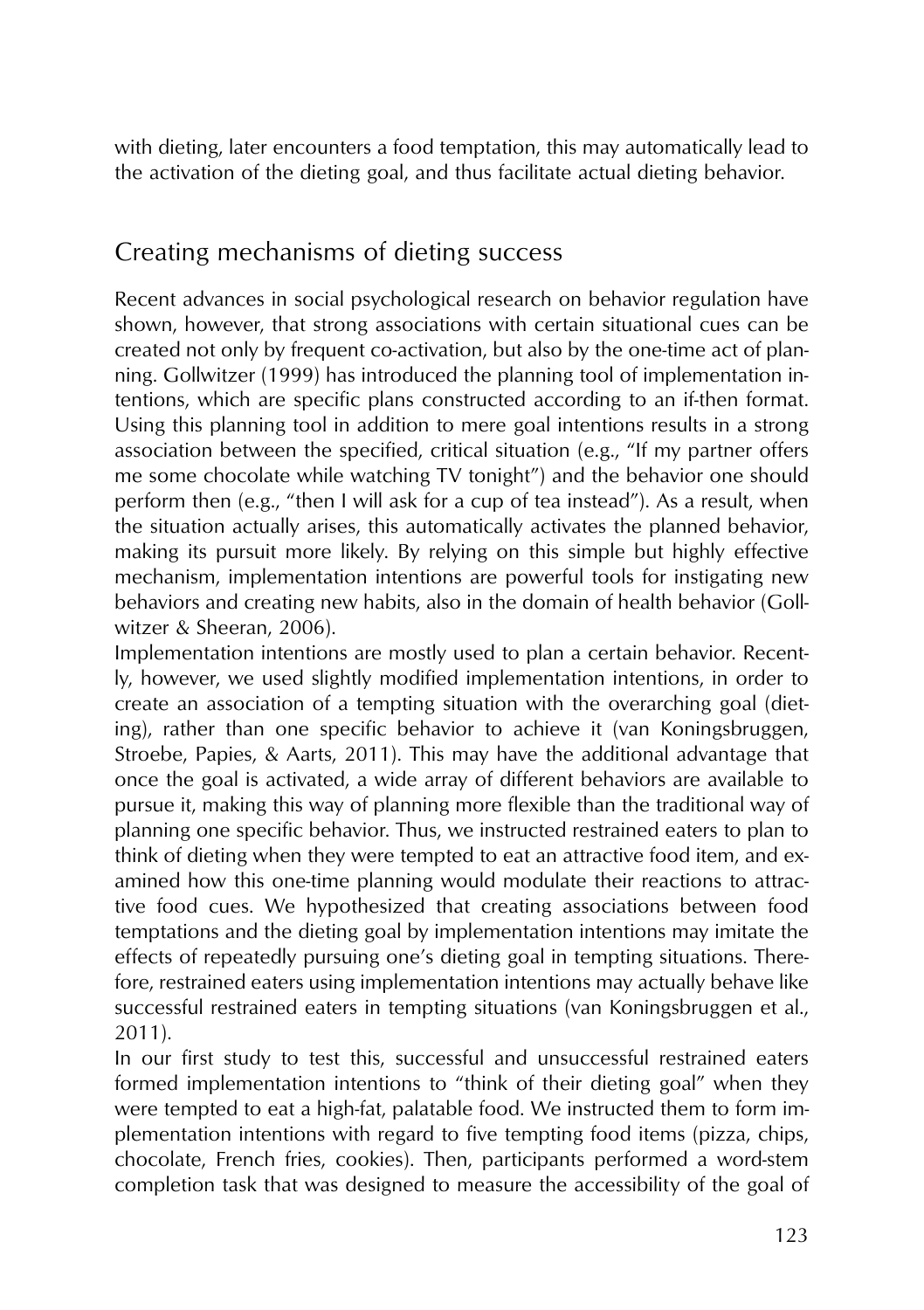with dieting, later encounters a food temptation, this may automatically lead to the activation of the dieting goal, and thus facilitate actual dieting behavior.

## Creating mechanisms of dieting success

Recent advances in social psychological research on behavior regulation have shown, however, that strong associations with certain situational cues can be created not only by frequent co-activation, but also by the one-time act of planning. Gollwitzer (1999) has introduced the planning tool of implementation intentions, which are specific plans constructed according to an if-then format. Using this planning tool in addition to mere goal intentions results in a strong association between the specified, critical situation (e.g., "If my partner offers me some chocolate while watching TV tonight") and the behavior one should perform then (e.g., "then I will ask for a cup of tea instead"). As a result, when the situation actually arises, this automatically activates the planned behavior, making its pursuit more likely. By relying on this simple but highly effective mechanism, implementation intentions are powerful tools for instigating new behaviors and creating new habits, also in the domain of health behavior (Gollwitzer & Sheeran, 2006).

Implementation intentions are mostly used to plan a certain behavior. Recently, however, we used slightly modified implementation intentions, in order to create an association of a tempting situation with the overarching goal (dieting), rather than one specific behavior to achieve it (van Koningsbruggen, Stroebe, Papies, & Aarts, 2011). This may have the additional advantage that once the goal is activated, a wide array of different behaviors are available to pursue it, making this way of planning more flexible than the traditional way of planning one specific behavior. Thus, we instructed restrained eaters to plan to think of dieting when they were tempted to eat an attractive food item, and examined how this one-time planning would modulate their reactions to attractive food cues. We hypothesized that creating associations between food temptations and the dieting goal by implementation intentions may imitate the effects of repeatedly pursuing one's dieting goal in tempting situations. Therefore, restrained eaters using implementation intentions may actually behave like successful restrained eaters in tempting situations (van Koningsbruggen et al., 2011).

In our first study to test this, successful and unsuccessful restrained eaters formed implementation intentions to "think of their dieting goal" when they were tempted to eat a high-fat, palatable food. We instructed them to form implementation intentions with regard to five tempting food items (pizza, chips, chocolate, French fries, cookies). Then, participants performed a word-stem completion task that was designed to measure the accessibility of the goal of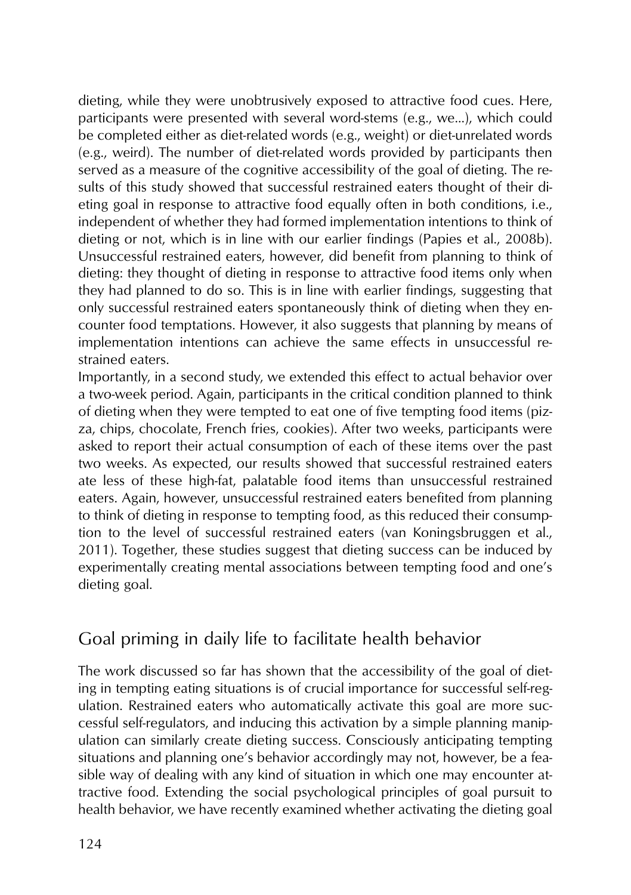dieting, while they were unobtrusively exposed to attractive food cues. Here, participants were presented with several word-stems (e.g., we...), which could be completed either as diet-related words (e.g., weight) or diet-unrelated words (e.g., weird). The number of diet-related words provided by participants then served as a measure of the cognitive accessibility of the goal of dieting. The results of this study showed that successful restrained eaters thought of their dieting goal in response to attractive food equally often in both conditions, i.e., independent of whether they had formed implementation intentions to think of dieting or not, which is in line with our earlier findings (Papies et al., 2008b). Unsuccessful restrained eaters, however, did benefit from planning to think of dieting: they thought of dieting in response to attractive food items only when they had planned to do so. This is in line with earlier findings, suggesting that only successful restrained eaters spontaneously think of dieting when they encounter food temptations. However, it also suggests that planning by means of implementation intentions can achieve the same effects in unsuccessful restrained eaters.

Importantly, in a second study, we extended this effect to actual behavior over a two-week period. Again, participants in the critical condition planned to think of dieting when they were tempted to eat one of five tempting food items (pizza, chips, chocolate, French fries, cookies). After two weeks, participants were asked to report their actual consumption of each of these items over the past two weeks. As expected, our results showed that successful restrained eaters ate less of these high-fat, palatable food items than unsuccessful restrained eaters. Again, however, unsuccessful restrained eaters benefited from planning to think of dieting in response to tempting food, as this reduced their consumption to the level of successful restrained eaters (van Koningsbruggen et al., 2011). Together, these studies suggest that dieting success can be induced by experimentally creating mental associations between tempting food and one's dieting goal.

## Goal priming in daily life to facilitate health behavior

The work discussed so far has shown that the accessibility of the goal of dieting in tempting eating situations is of crucial importance for successful self-regulation. Restrained eaters who automatically activate this goal are more successful self-regulators, and inducing this activation by a simple planning manipulation can similarly create dieting success. Consciously anticipating tempting situations and planning one's behavior accordingly may not, however, be a feasible way of dealing with any kind of situation in which one may encounter attractive food. Extending the social psychological principles of goal pursuit to health behavior, we have recently examined whether activating the dieting goal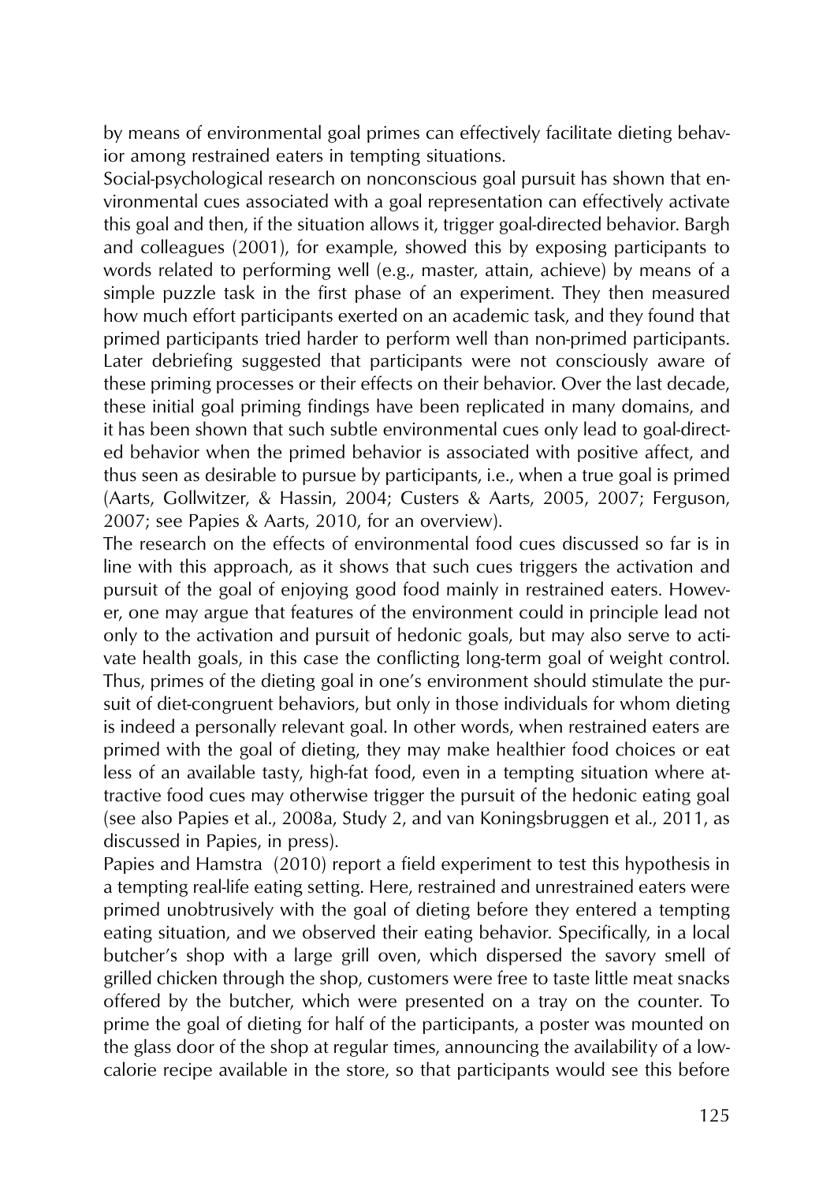by means of environmental goal primes can effectively facilitate dieting behavior among restrained eaters in tempting situations.

Social-psychological research on nonconscious goal pursuit has shown that environmental cues associated with a goal representation can effectively activate this goal and then, if the situation allows it, trigger goal-directed behavior. Bargh and colleagues (2001), for example, showed this by exposing participants to words related to performing well (e.g., master, attain, achieve) by means of a simple puzzle task in the first phase of an experiment. They then measured how much effort participants exerted on an academic task, and they found that primed participants tried harder to perform well than non-primed participants. Later debriefing suggested that participants were not consciously aware of these priming processes or their effects on their behavior. Over the last decade, these initial goal priming findings have been replicated in many domains, and it has been shown that such subtle environmental cues only lead to goal-directed behavior when the primed behavior is associated with positive affect, and thus seen as desirable to pursue by participants, i.e., when a true goal is primed (Aarts, Gollwitzer, & Hassin, 2004; Custers & Aarts, 2005, 2007; Ferguson, 2007; see Papies & Aarts, 2010, for an overview).

The research on the effects of environmental food cues discussed so far is in line with this approach, as it shows that such cues triggers the activation and pursuit of the goal of enjoying good food mainly in restrained eaters. However, one may argue that features of the environment could in principle lead not only to the activation and pursuit of hedonic goals, but may also serve to activate health goals, in this case the conflicting long-term goal of weight control. Thus, primes of the dieting goal in one's environment should stimulate the pursuit of diet-congruent behaviors, but only in those individuals for whom dieting is indeed a personally relevant goal. In other words, when restrained eaters are primed with the goal of dieting, they may make healthier food choices or eat less of an available tasty, high-fat food, even in a tempting situation where attractive food cues may otherwise trigger the pursuit of the hedonic eating goal (see also Papies et al., 2008a, Study 2, and van Koningsbruggen et al., 2011, as discussed in Papies, in press).

Papies and Hamstra (2010) report a field experiment to test this hypothesis in a tempting real-life eating setting. Here, restrained and unrestrained eaters were primed unobtrusively with the goal of dieting before they entered a tempting eating situation, and we observed their eating behavior. Specifically, in a local butcher's shop with a large grill oven, which dispersed the savory smell of grilled chicken through the shop, customers were free to taste little meat snacks offered by the butcher, which were presented on a tray on the counter. To prime the goal of dieting for half of the participants, a poster was mounted on the glass door of the shop at regular times, announcing the availability of a low-calorie recipe available in the store, so that participants would see this before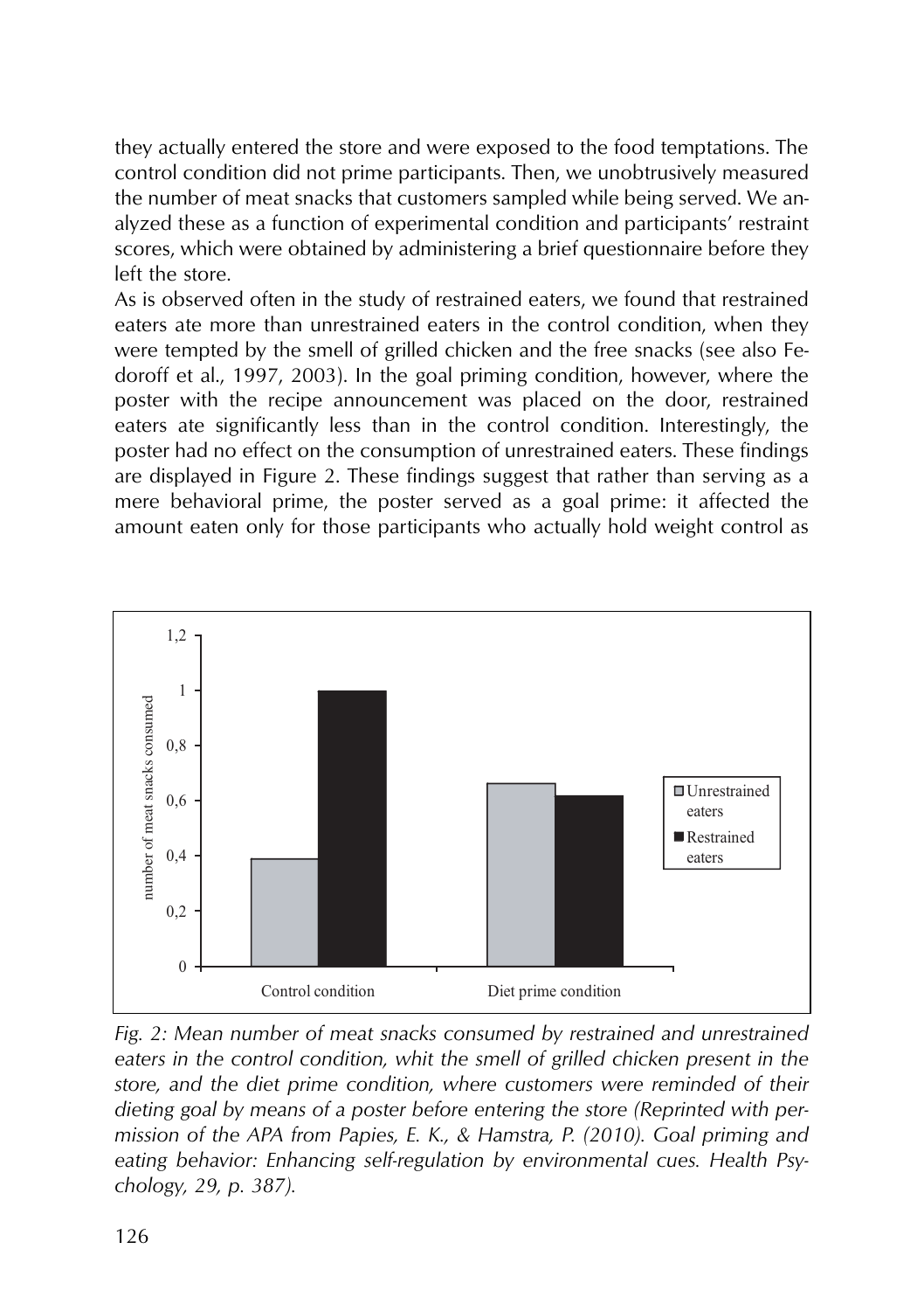they actually entered the store and were exposed to the food temptations. The control condition did not prime participants. Then, we unobtrusively measured the number of meat snacks that customers sampled while being served. We analyzed these as a function of experimental condition and participants' restraint scores, which were obtained by administering a brief questionnaire before they left the store.

As is observed often in the study of restrained eaters, we found that restrained eaters ate more than unrestrained eaters in the control condition, when they were tempted by the smell of grilled chicken and the free snacks (see also Fedoroff et al., 1997, 2003). In the goal priming condition, however, where the poster with the recipe announcement was placed on the door, restrained eaters ate significantly less than in the control condition. Interestingly, the poster had no effect on the consumption of unrestrained eaters. These findings are displayed in Figure 2. These findings suggest that rather than serving as a mere behavioral prime, the poster served as a goal prime: it affected the amount eaten only for those participants who actually hold weight control as

*Fig. 2: Mean number of meat snacks consumed by restrained and unrestrained eaters in the control condition, whit the smell of grilled chicken present in the store, and the diet prime condition, where customers were reminded of their dieting goal by means of a poster before entering the store (Reprinted with permission of the APA from Papies, E. K., & Hamstra, P. (2010). Goal priming and eating behavior: Enhancing self-regulation by environmental cues. Health Psychology, 29, p. 387).*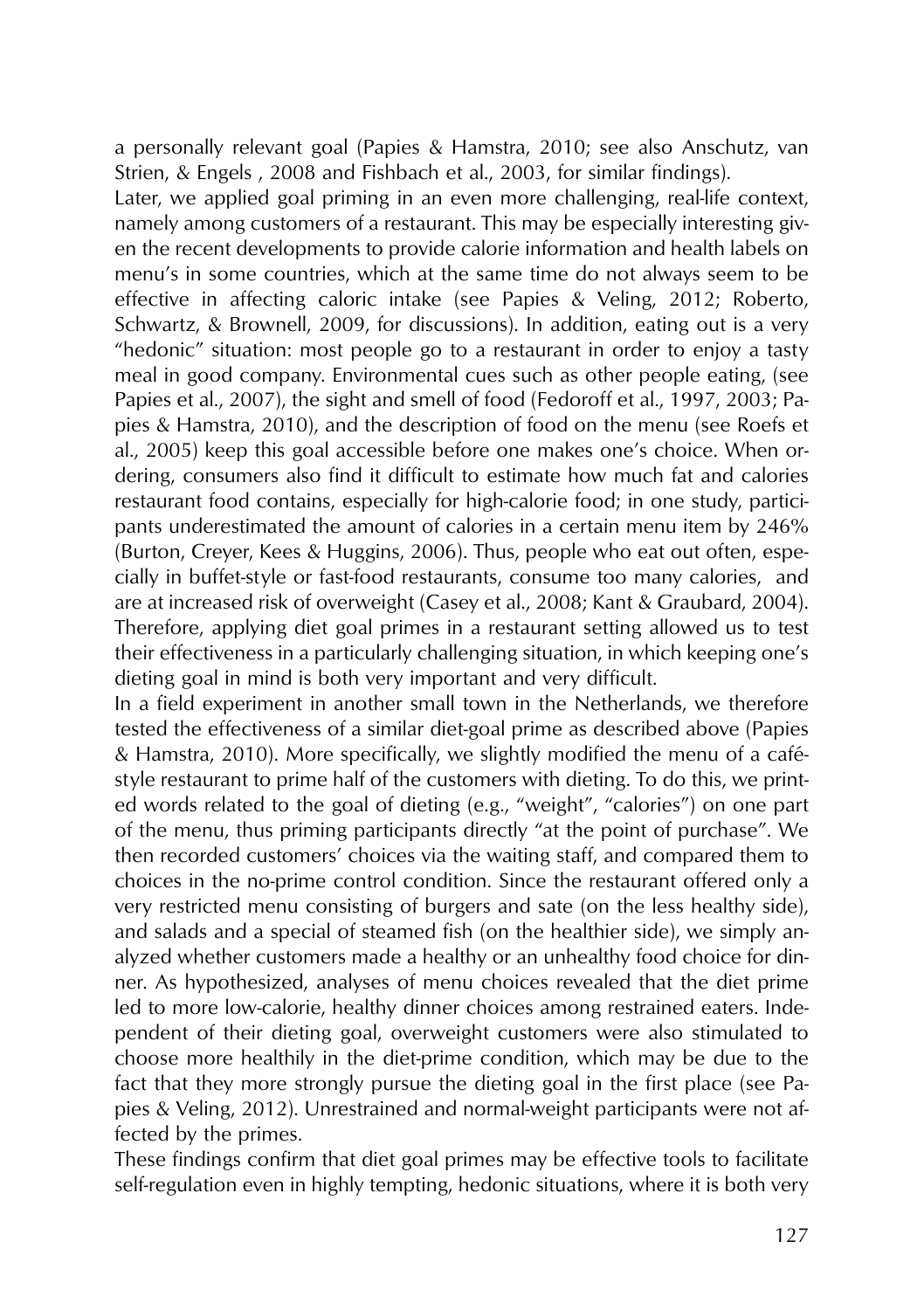a personally relevant goal (Papies & Hamstra, 2010; see also Anschutz, van Strien, & Engels , 2008 and Fishbach et al., 2003, for similar findings).

Later, we applied goal priming in an even more challenging, real-life context, namely among customers of a restaurant. This may be especially interesting given the recent developments to provide calorie information and health labels on menu's in some countries, which at the same time do not always seem to be effective in affecting caloric intake (see Papies & Veling, 2012; Roberto, Schwartz, & Brownell, 2009, for discussions). In addition, eating out is a very "hedonic" situation: most people go to a restaurant in order to enjoy a tasty meal in good company. Environmental cues such as other people eating, (see Papies et al., 2007), the sight and smell of food (Fedoroff et al., 1997, 2003; Papies & Hamstra, 2010), and the description of food on the menu (see Roefs et al., 2005) keep this goal accessible before one makes one's choice. When ordering, consumers also find it difficult to estimate how much fat and calories restaurant food contains, especially for high-calorie food; in one study, participants underestimated the amount of calories in a certain menu item by 246% (Burton, Creyer, Kees & Huggins, 2006). Thus, people who eat out often, especially in buffet-style or fast-food restaurants, consume too many calories, and are at increased risk of overweight (Casey et al., 2008; Kant & Graubard, 2004). Therefore, applying diet goal primes in a restaurant setting allowed us to test their effectiveness in a particularly challenging situation, in which keeping one's dieting goal in mind is both very important and very difficult.

In a field experiment in another small town in the Netherlands, we therefore tested the effectiveness of a similar diet-goal prime as described above (Papies & Hamstra, 2010). More specifically, we slightly modified the menu of a café-style restaurant to prime half of the customers with dieting. To do this, we printed words related to the goal of dieting (e.g., "weight", "calories") on one part of the menu, thus priming participants directly "at the point of purchase". We then recorded customers' choices via the waiting staff, and compared them to choices in the no-prime control condition. Since the restaurant offered only a very restricted menu consisting of burgers and sate (on the less healthy side), and salads and a special of steamed fish (on the healthier side), we simply analyzed whether customers made a healthy or an unhealthy food choice for dinner. As hypothesized, analyses of menu choices revealed that the diet prime led to more low-calorie, healthy dinner choices among restrained eaters. Independent of their dieting goal, overweight customers were also stimulated to choose more healthily in the diet-prime condition, which may be due to the fact that they more strongly pursue the dieting goal in the first place (see Papies & Veling, 2012). Unrestrained and normal-weight participants were not affected by the primes.

These findings confirm that diet goal primes may be effective tools to facilitate self-regulation even in highly tempting, hedonic situations, where it is both very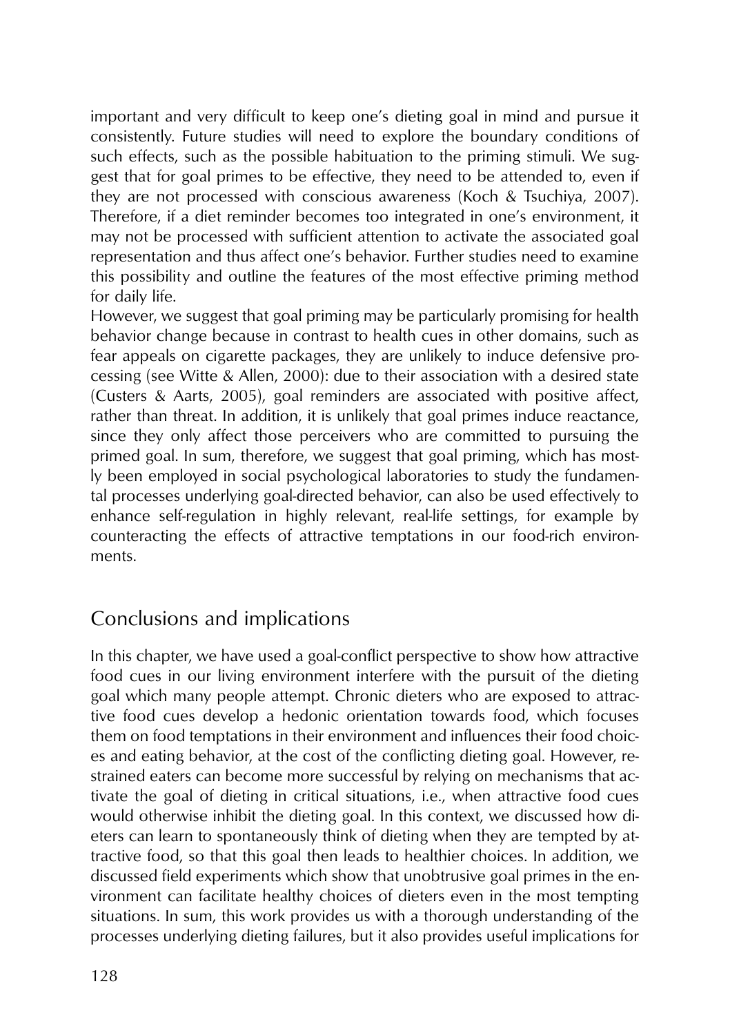important and very difficult to keep one's dieting goal in mind and pursue it consistently. Future studies will need to explore the boundary conditions of such effects, such as the possible habituation to the priming stimuli. We suggest that for goal primes to be effective, they need to be attended to, even if they are not processed with conscious awareness (Koch & Tsuchiya, 2007). Therefore, if a diet reminder becomes too integrated in one's environment, it may not be processed with sufficient attention to activate the associated goal representation and thus affect one's behavior. Further studies need to examine this possibility and outline the features of the most effective priming method for daily life.

However, we suggest that goal priming may be particularly promising for health behavior change because in contrast to health cues in other domains, such as fear appeals on cigarette packages, they are unlikely to induce defensive processing (see Witte & Allen, 2000): due to their association with a desired state (Custers & Aarts, 2005), goal reminders are associated with positive affect, rather than threat. In addition, it is unlikely that goal primes induce reactance, since they only affect those perceivers who are committed to pursuing the primed goal. In sum, therefore, we suggest that goal priming, which has mostly been employed in social psychological laboratories to study the fundamental processes underlying goal-directed behavior, can also be used effectively to enhance self-regulation in highly relevant, real-life settings, for example by counteracting the effects of attractive temptations in our food-rich environments.

## Conclusions and implications

In this chapter, we have used a goal-conflict perspective to show how attractive food cues in our living environment interfere with the pursuit of the dieting goal which many people attempt. Chronic dieters who are exposed to attractive food cues develop a hedonic orientation towards food, which focuses them on food temptations in their environment and influences their food choices and eating behavior, at the cost of the conflicting dieting goal. However, restrained eaters can become more successful by relying on mechanisms that activate the goal of dieting in critical situations, i.e., when attractive food cues would otherwise inhibit the dieting goal. In this context, we discussed how dieters can learn to spontaneously think of dieting when they are tempted by attractive food, so that this goal then leads to healthier choices. In addition, we discussed field experiments which show that unobtrusive goal primes in the environment can facilitate healthy choices of dieters even in the most tempting situations. In sum, this work provides us with a thorough understanding of the processes underlying dieting failures, but it also provides useful implications for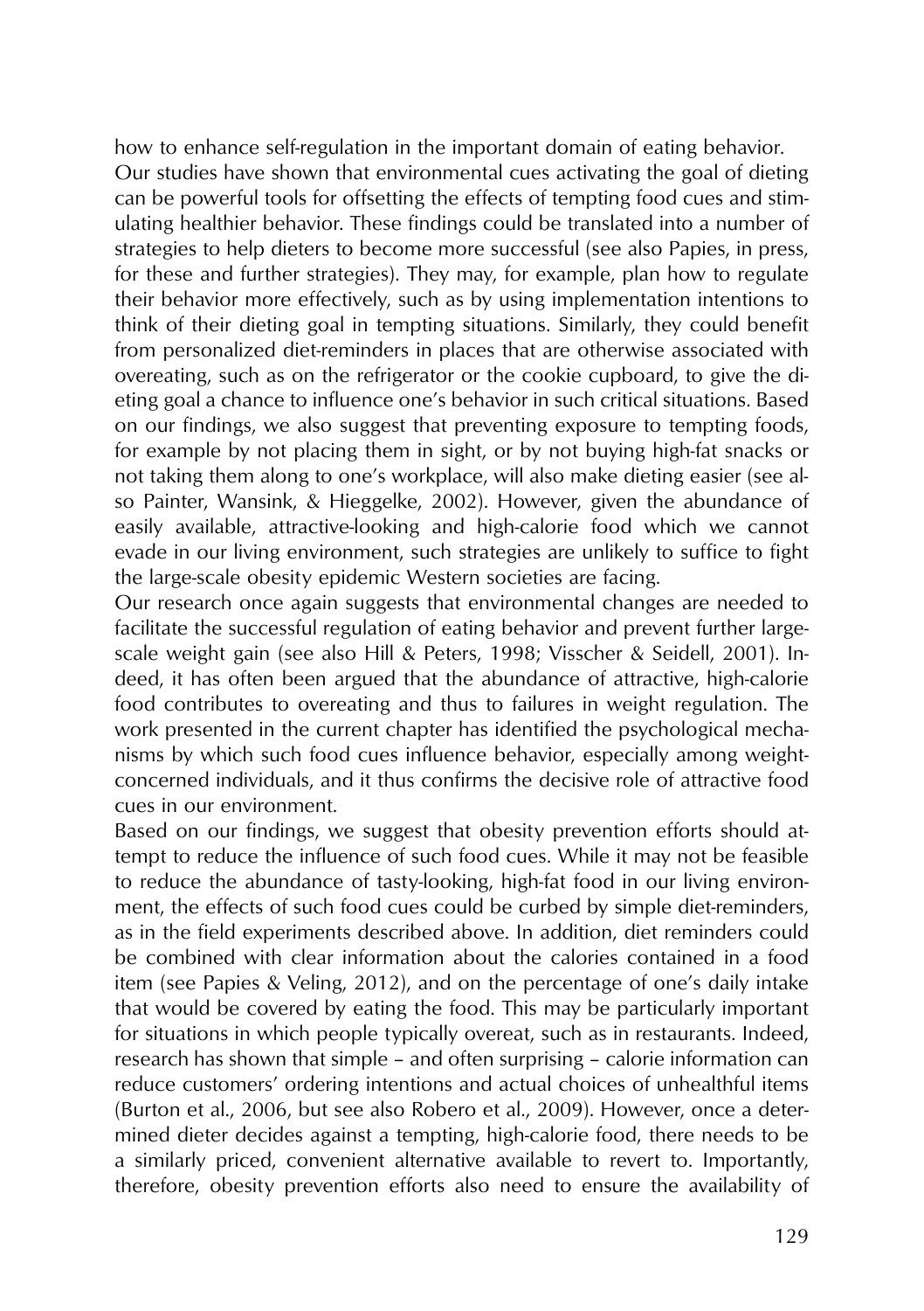how to enhance self-regulation in the important domain of eating behavior.

Our studies have shown that environmental cues activating the goal of dieting can be powerful tools for offsetting the effects of tempting food cues and stimulating healthier behavior. These findings could be translated into a number of strategies to help dieters to become more successful (see also Papies, in press, for these and further strategies). They may, for example, plan how to regulate their behavior more effectively, such as by using implementation intentions to think of their dieting goal in tempting situations. Similarly, they could benefit from personalized diet-reminders in places that are otherwise associated with overeating, such as on the refrigerator or the cookie cupboard, to give the dieting goal a chance to influence one's behavior in such critical situations. Based on our findings, we also suggest that preventing exposure to tempting foods, for example by not placing them in sight, or by not buying high-fat snacks or not taking them along to one's workplace, will also make dieting easier (see also Painter, Wansink, & Hieggelke, 2002). However, given the abundance of easily available, attractive-looking and high-calorie food which we cannot evade in our living environment, such strategies are unlikely to suffice to fight the large-scale obesity epidemic Western societies are facing.

Our research once again suggests that environmental changes are needed to facilitate the successful regulation of eating behavior and prevent further large-scale weight gain (see also Hill & Peters, 1998; Visscher & Seidell, 2001). Indeed, it has often been argued that the abundance of attractive, high-calorie food contributes to overeating and thus to failures in weight regulation. The work presented in the current chapter has identified the psychological mechanisms by which such food cues influence behavior, especially among weight-concerned individuals, and it thus confirms the decisive role of attractive food cues in our environment.

Based on our findings, we suggest that obesity prevention efforts should attempt to reduce the influence of such food cues. While it may not be feasible to reduce the abundance of tasty-looking, high-fat food in our living environment, the effects of such food cues could be curbed by simple diet-reminders, as in the field experiments described above. In addition, diet reminders could be combined with clear information about the calories contained in a food item (see Papies & Veling, 2012), and on the percentage of one's daily intake that would be covered by eating the food. This may be particularly important for situations in which people typically overeat, such as in restaurants. Indeed, research has shown that simple – and often surprising – calorie information can reduce customers' ordering intentions and actual choices of unhealthful items (Burton et al., 2006, but see also Robero et al., 2009). However, once a determined dieter decides against a tempting, high-calorie food, there needs to be a similarly priced, convenient alternative available to revert to. Importantly, therefore, obesity prevention efforts also need to ensure the availability of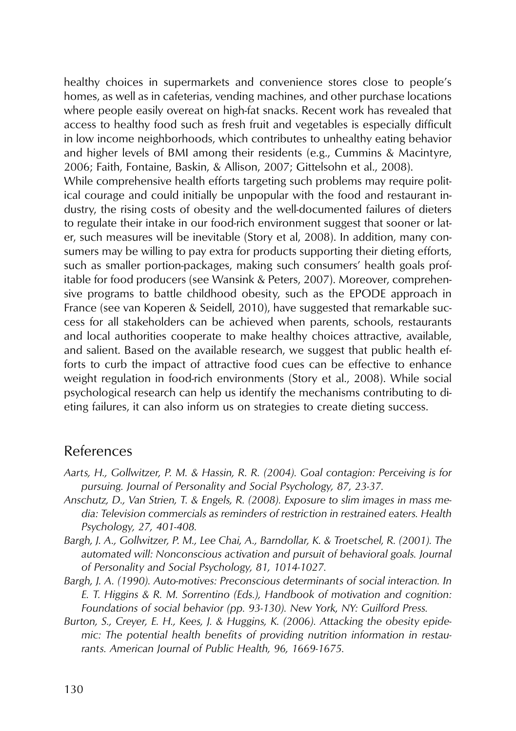healthy choices in supermarkets and convenience stores close to people's homes, as well as in cafeterias, vending machines, and other purchase locations where people easily overeat on high-fat snacks. Recent work has revealed that access to healthy food such as fresh fruit and vegetables is especially difficult in low income neighborhoods, which contributes to unhealthy eating behavior and higher levels of BMI among their residents (e.g., Cummins & Macintyre, 2006; Faith, Fontaine, Baskin, & Allison, 2007; Gittelsohn et al., 2008).

While comprehensive health efforts targeting such problems may require political courage and could initially be unpopular with the food and restaurant industry, the rising costs of obesity and the well-documented failures of dieters to regulate their intake in our food-rich environment suggest that sooner or later, such measures will be inevitable (Story et al, 2008). In addition, many consumers may be willing to pay extra for products supporting their dieting efforts, such as smaller portion-packages, making such consumers' health goals profitable for food producers (see Wansink & Peters, 2007). Moreover, comprehensive programs to battle childhood obesity, such as the EPODE approach in France (see van Koperen & Seidell, 2010), have suggested that remarkable success for all stakeholders can be achieved when parents, schools, restaurants and local authorities cooperate to make healthy choices attractive, available, and salient. Based on the available research, we suggest that public health efforts to curb the impact of attractive food cues can be effective to enhance weight regulation in food-rich environments (Story et al., 2008). While social psychological research can help us identify the mechanisms contributing to dieting failures, it can also inform us on strategies to create dieting success.

## References

*Aarts, H., Gollwitzer, P. M. & Hassin, R. R. (2004). Goal contagion: Perceiving is for pursuing. Journal of Personality and Social Psychology, 87, 23-37.*

*Anschutz, D., Van Strien, T. & Engels, R. (2008). Exposure to slim images in mass media: Television commercials as reminders of restriction in restrained eaters. Health Psychology, 27, 401-408.*

*Bargh, J. A., Gollwitzer, P. M., Lee Chai, A., Barndollar, K. & Troetschel, R. (2001). The automated will: Nonconscious activation and pursuit of behavioral goals. Journal of Personality and Social Psychology, 81, 1014-1027.*

*Bargh, J. A. (1990). Auto-motives: Preconscious determinants of social interaction. In E. T. Higgins & R. M. Sorrentino (Eds.), Handbook of motivation and cognition: Foundations of social behavior (pp. 93-130). New York, NY: Guilford Press.*

*Burton, S., Creyer, E. H., Kees, J. & Huggins, K. (2006). Attacking the obesity epidemic: The potential health benefits of providing nutrition information in restaurants. American Journal of Public Health, 96, 1669-1675.*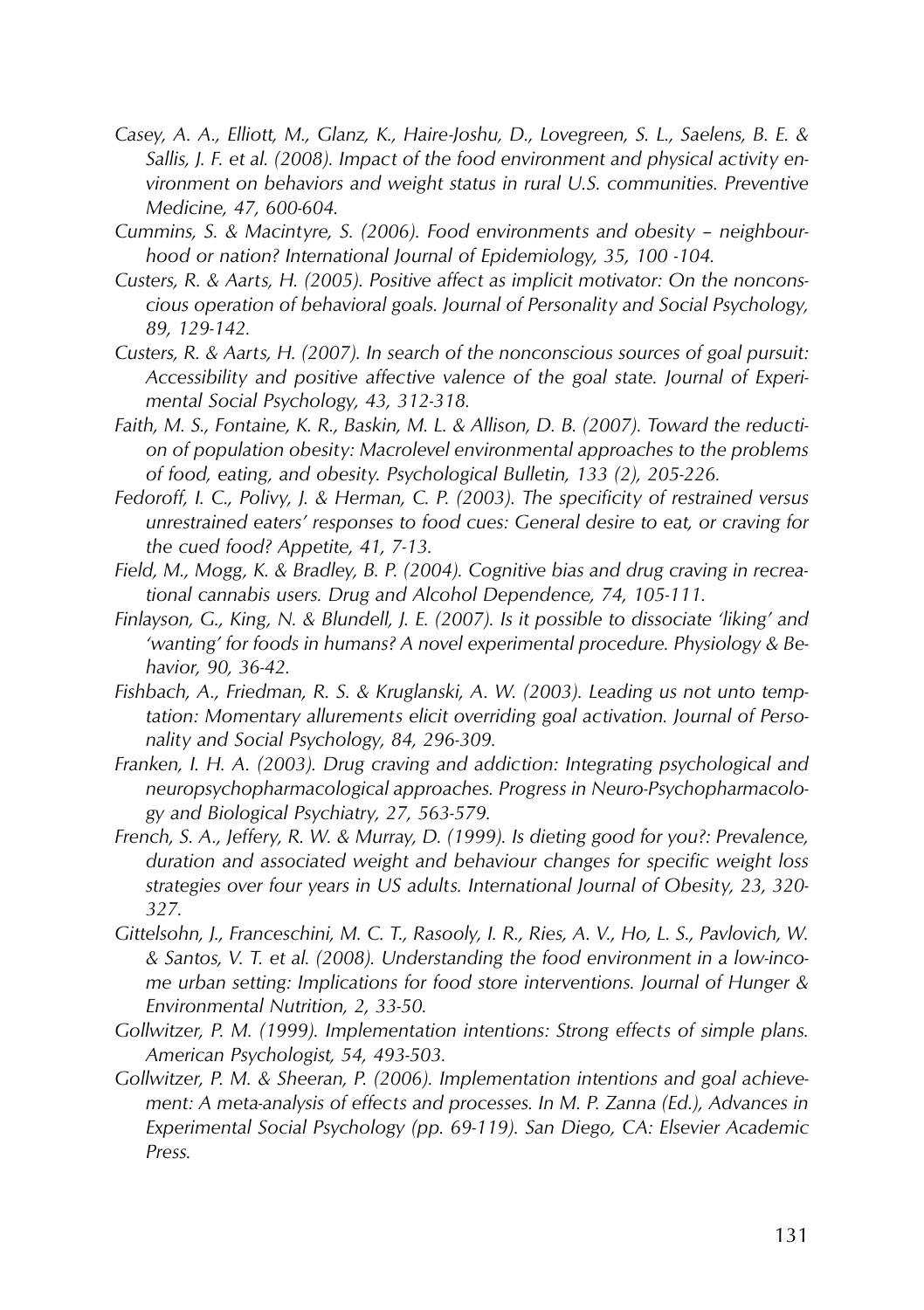*Casey, A. A., Elliott, M., Glanz, K., Haire-Joshu, D., Lovegreen, S. L., Saelens, B. E. & Sallis, J. F. et al. (2008). Impact of the food environment and physical activity environment on behaviors and weight status in rural U.S. communities. Preventive Medicine, 47, 600-604.*

*Cummins, S. & Macintyre, S. (2006). Food environments and obesity – neighbourhood or nation? International Journal of Epidemiology, 35, 100 -104.*

*Custers, R. & Aarts, H. (2005). Positive affect as implicit motivator: On the nonconscious operation of behavioral goals. Journal of Personality and Social Psychology, 89, 129-142.*

*Custers, R. & Aarts, H. (2007). In search of the nonconscious sources of goal pursuit: Accessibility and positive affective valence of the goal state. Journal of Experimental Social Psychology, 43, 312-318.*

*Faith, M. S., Fontaine, K. R., Baskin, M. L. & Allison, D. B. (2007). Toward the reduction of population obesity: Macrolevel environmental approaches to the problems of food, eating, and obesity. Psychological Bulletin, 133 (2), 205-226.*

*Fedoroff, I. C., Polivy, J. & Herman, C. P. (2003). The specificity of restrained versus unrestrained eaters' responses to food cues: General desire to eat, or craving for the cued food? Appetite, 41, 7-13.*

*Field, M., Mogg, K. & Bradley, B. P. (2004). Cognitive bias and drug craving in recreational cannabis users. Drug and Alcohol Dependence, 74, 105-111.*

*Finlayson, G., King, N. & Blundell, J. E. (2007). Is it possible to dissociate 'liking' and 'wanting' for foods in humans? A novel experimental procedure. Physiology & Behavior, 90, 36-42.*

*Fishbach, A., Friedman, R. S. & Kruglanski, A. W. (2003). Leading us not unto temptation: Momentary allurements elicit overriding goal activation. Journal of Personality and Social Psychology, 84, 296-309.*

*Franken, I. H. A. (2003). Drug craving and addiction: Integrating psychological and neuropsychopharmacological approaches. Progress in Neuro-Psychopharmacology and Biological Psychiatry, 27, 563-579.*

*French, S. A., Jeffery, R. W. & Murray, D. (1999). Is dieting good for you?: Prevalence, duration and associated weight and behaviour changes for specific weight loss strategies over four years in US adults. International Journal of Obesity, 23, 320-327.*

*Gittelsohn, J., Franceschini, M. C. T., Rasooly, I. R., Ries, A. V., Ho, L. S., Pavlovich, W. & Santos, V. T. et al. (2008). Understanding the food environment in a low-income urban setting: Implications for food store interventions. Journal of Hunger & Environmental Nutrition, 2, 33-50.*

*Gollwitzer, P. M. (1999). Implementation intentions: Strong effects of simple plans. American Psychologist, 54, 493-503.*

*Gollwitzer, P. M. & Sheeran, P. (2006). Implementation intentions and goal achievement: A meta-analysis of effects and processes. In M. P. Zanna (Ed.), Advances in Experimental Social Psychology (pp. 69-119). San Diego, CA: Elsevier Academic Press.*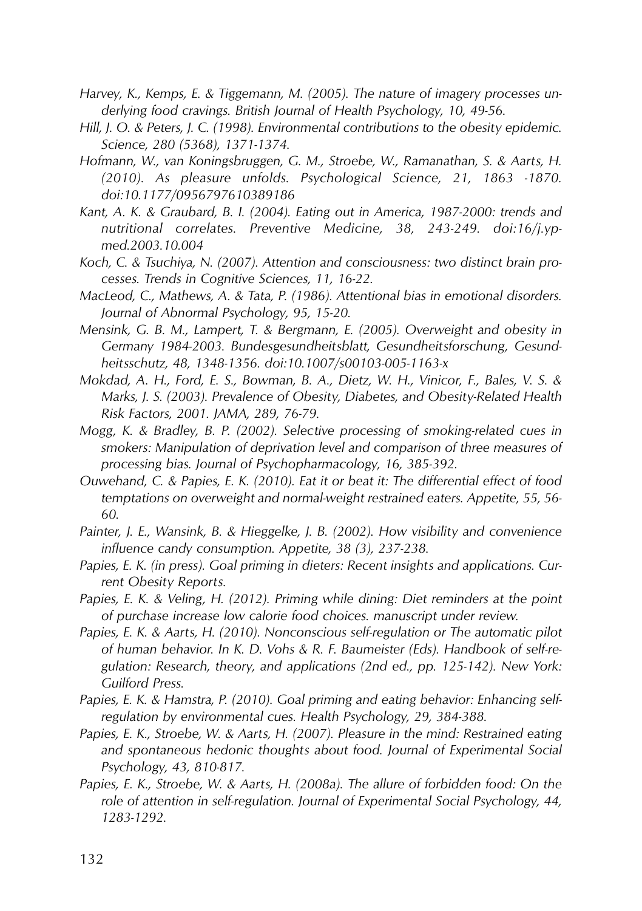*Harvey, K., Kemps, E. & Tiggemann, M. (2005). The nature of imagery processes underlying food cravings. British Journal of Health Psychology, 10, 49-56.*

*Hill, J. O. & Peters, J. C. (1998). Environmental contributions to the obesity epidemic. Science, 280 (5368), 1371-1374.*

*Hofmann, W., van Koningsbruggen, G. M., Stroebe, W., Ramanathan, S. & Aarts, H. (2010). As pleasure unfolds. Psychological Science, 21, 1863 -1870. doi:10.1177/0956797610389186*

*Kant, A. K. & Graubard, B. I. (2004). Eating out in America, 1987-2000: trends and nutritional correlates. Preventive Medicine, 38, 243-249. doi:16/j.ypmed.2003.10.004*

*Koch, C. & Tsuchiya, N. (2007). Attention and consciousness: two distinct brain processes. Trends in Cognitive Sciences, 11, 16-22.*

*MacLeod, C., Mathews, A. & Tata, P. (1986). Attentional bias in emotional disorders. Journal of Abnormal Psychology, 95, 15-20.*

*Mensink, G. B. M., Lampert, T. & Bergmann, E. (2005). Overweight and obesity in Germany 1984-2003. Bundesgesundheitsblatt, Gesundheitsforschung, Gesundheitsschutz, 48, 1348-1356. doi:10.1007/s00103-005-1163-x*

*Mokdad, A. H., Ford, E. S., Bowman, B. A., Dietz, W. H., Vinicor, F., Bales, V. S. & Marks, J. S. (2003). Prevalence of Obesity, Diabetes, and Obesity-Related Health Risk Factors, 2001. JAMA, 289, 76-79.*

*Mogg, K. & Bradley, B. P. (2002). Selective processing of smoking-related cues in smokers: Manipulation of deprivation level and comparison of three measures of processing bias. Journal of Psychopharmacology, 16, 385-392.*

*Ouwehand, C. & Papies, E. K. (2010). Eat it or beat it: The differential effect of food temptations on overweight and normal-weight restrained eaters. Appetite, 55, 56-60.*

*Painter, J. E., Wansink, B. & Hieggelke, J. B. (2002). How visibility and convenience influence candy consumption. Appetite, 38 (3), 237-238.*

*Papies, E. K. (in press). Goal priming in dieters: Recent insights and applications. Current Obesity Reports.*

*Papies, E. K. & Veling, H. (2012). Priming while dining: Diet reminders at the point of purchase increase low calorie food choices. manuscript under review.*

*Papies, E. K. & Aarts, H. (2010). Nonconscious self-regulation or The automatic pilot of human behavior. In K. D. Vohs & R. F. Baumeister (Eds). Handbook of self-regulation: Research, theory, and applications (2nd ed., pp. 125-142). New York: Guilford Press.*

*Papies, E. K. & Hamstra, P. (2010). Goal priming and eating behavior: Enhancing self-regulation by environmental cues. Health Psychology, 29, 384-388.*

*Papies, E. K., Stroebe, W. & Aarts, H. (2007). Pleasure in the mind: Restrained eating and spontaneous hedonic thoughts about food. Journal of Experimental Social Psychology, 43, 810-817.*

*Papies, E. K., Stroebe, W. & Aarts, H. (2008a). The allure of forbidden food: On the role of attention in self-regulation. Journal of Experimental Social Psychology, 44, 1283-1292.*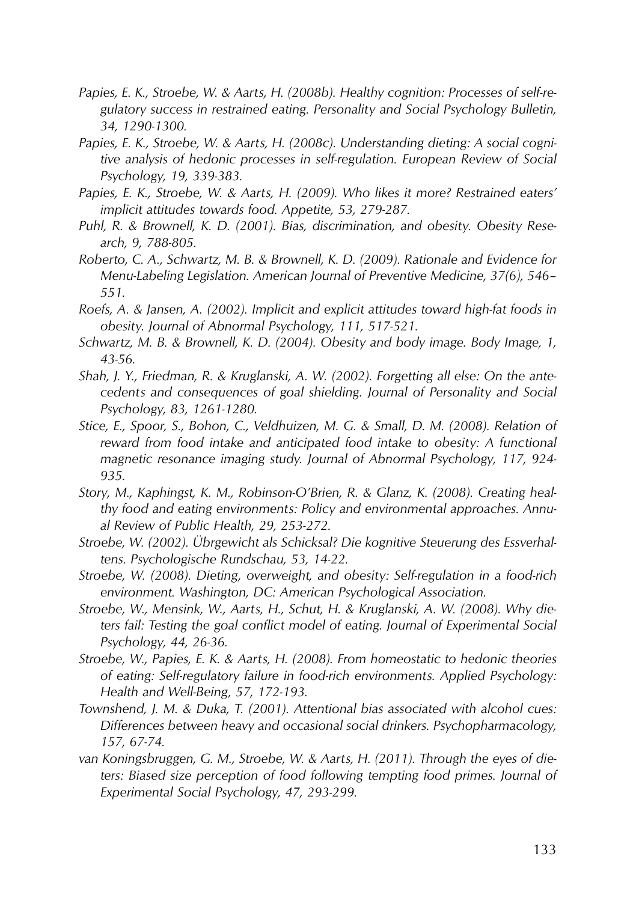*Papies, E. K., Stroebe, W. & Aarts, H. (2008b). Healthy cognition: Processes of self-regulatory success in restrained eating. Personality and Social Psychology Bulletin, 34, 1290-1300.*

*Papies, E. K., Stroebe, W. & Aarts, H. (2008c). Understanding dieting: A social cognitive analysis of hedonic processes in self-regulation. European Review of Social Psychology, 19, 339-383.*

*Papies, E. K., Stroebe, W. & Aarts, H. (2009). Who likes it more? Restrained eaters' implicit attitudes towards food. Appetite, 53, 279-287.*

*Puhl, R. & Brownell, K. D. (2001). Bias, discrimination, and obesity. Obesity Research, 9, 788-805.*

*Roberto, C. A., Schwartz, M. B. & Brownell, K. D. (2009). Rationale and Evidence for Menu-Labeling Legislation. American Journal of Preventive Medicine, 37(6), 546–551.*

*Roefs, A. & Jansen, A. (2002). Implicit and explicit attitudes toward high-fat foods in obesity. Journal of Abnormal Psychology, 111, 517-521.*

*Schwartz, M. B. & Brownell, K. D. (2004). Obesity and body image. Body Image, 1, 43-56.*

*Shah, J. Y., Friedman, R. & Kruglanski, A. W. (2002). Forgetting all else: On the antecedents and consequences of goal shielding. Journal of Personality and Social Psychology, 83, 1261-1280.*

*Stice, E., Spoor, S., Bohon, C., Veldhuizen, M. G. & Small, D. M. (2008). Relation of reward from food intake and anticipated food intake to obesity: A functional magnetic resonance imaging study. Journal of Abnormal Psychology, 117, 924-935.*

*Story, M., Kaphingst, K. M., Robinson-O'Brien, R. & Glanz, K. (2008). Creating healthy food and eating environments: Policy and environmental approaches. Annual Review of Public Health, 29, 253-272.*

*Stroebe, W. (2002). Übrgewicht als Schicksal? Die kognitive Steuerung des Essverhaltens. Psychologische Rundschau, 53, 14-22.*

*Stroebe, W. (2008). Dieting, overweight, and obesity: Self-regulation in a food-rich environment. Washington, DC: American Psychological Association.*

*Stroebe, W., Mensink, W., Aarts, H., Schut, H. & Kruglanski, A. W. (2008). Why dieters fail: Testing the goal conflict model of eating. Journal of Experimental Social Psychology, 44, 26-36.*

*Stroebe, W., Papies, E. K. & Aarts, H. (2008). From homeostatic to hedonic theories of eating: Self-regulatory failure in food-rich environments. Applied Psychology: Health and Well-Being, 57, 172-193.*

*Townshend, J. M. & Duka, T. (2001). Attentional bias associated with alcohol cues: Differences between heavy and occasional social drinkers. Psychopharmacology, 157, 67-74.*

*van Koningsbruggen, G. M., Stroebe, W. & Aarts, H. (2011). Through the eyes of dieters: Biased size perception of food following tempting food primes. Journal of Experimental Social Psychology, 47, 293-299.*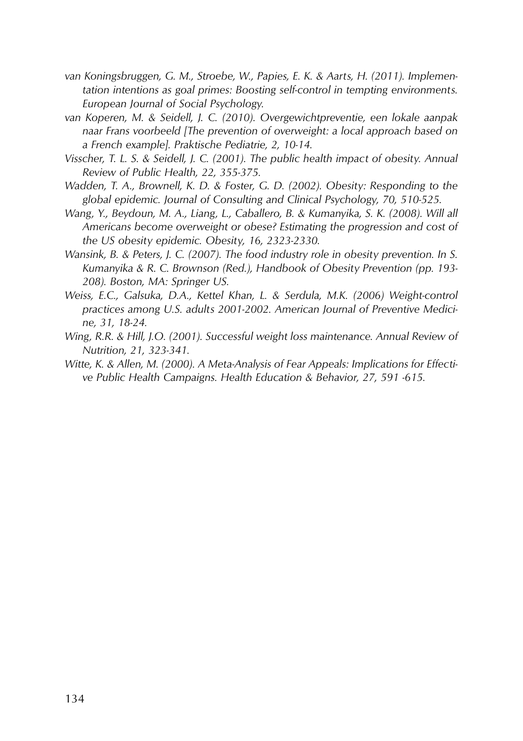*van Koningsbruggen, G. M., Stroebe, W., Papies, E. K. & Aarts, H. (2011). Implementation intentions as goal primes: Boosting self-control in tempting environments. European Journal of Social Psychology.*

*van Koperen, M. & Seidell, J. C. (2010). Overgewichtpreventie, een lokale aanpak naar Frans voorbeeld [The prevention of overweight: a local approach based on a French example]. Praktische Pediatrie, 2, 10-14.*

*Visscher, T. L. S. & Seidell, J. C. (2001). The public health impact of obesity. Annual Review of Public Health, 22, 355-375.*

*Wadden, T. A., Brownell, K. D. & Foster, G. D. (2002). Obesity: Responding to the global epidemic. Journal of Consulting and Clinical Psychology, 70, 510-525.*

*Wang, Y., Beydoun, M. A., Liang, L., Caballero, B. & Kumanyika, S. K. (2008). Will all Americans become overweight or obese? Estimating the progression and cost of the US obesity epidemic. Obesity, 16, 2323-2330.*

*Wansink, B. & Peters, J. C. (2007). The food industry role in obesity prevention. In S. Kumanyika & R. C. Brownson (Red.), Handbook of Obesity Prevention (pp. 193-208). Boston, MA: Springer US.*

*Weiss, E.C., Galsuka, D.A., Kettel Khan, L. & Serdula, M.K. (2006) Weight-control practices among U.S. adults 2001-2002. American Journal of Preventive Medicine, 31, 18-24.*

*Wing, R.R. & Hill, J.O. (2001). Successful weight loss maintenance. Annual Review of Nutrition, 21, 323-341.*

*Witte, K. & Allen, M. (2000). A Meta-Analysis of Fear Appeals: Implications for Effective Public Health Campaigns. Health Education & Behavior, 27, 591 -615.*